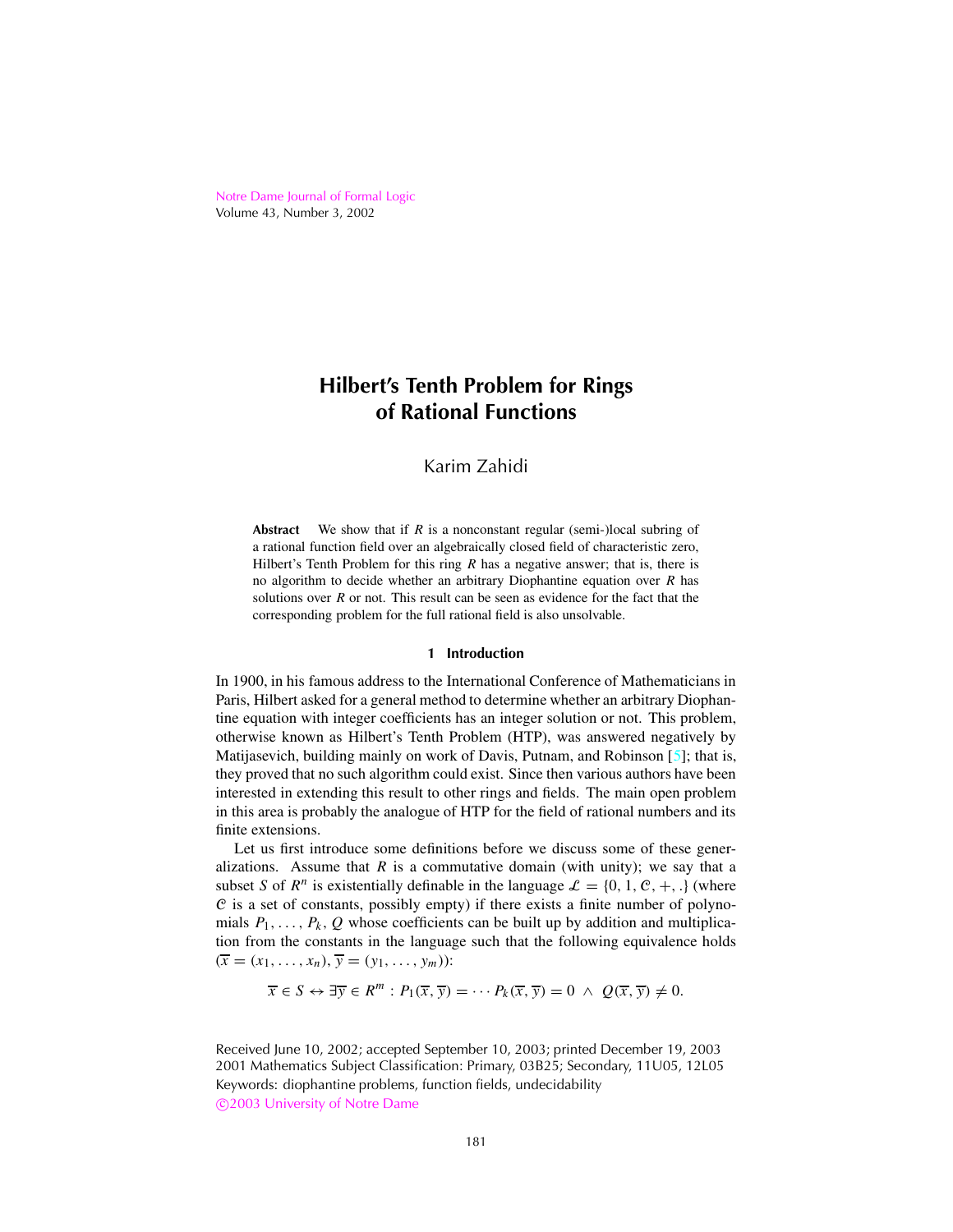# Hilbert's Tenth Problem for Rings of Rational Functions

Karim Zahidi

**Abstract** We show that if $R$ is a nonconstant regular (semi-)local subring of a rational function field over an algebraically closed field of characteristic zero, Hilbert's Tenth Problem for this ring $R$ has a negative answer; that is, there is no algorithm to decide whether an arbitrary Diophantine equation over $R$ has solutions over $R$ or not. This result can be seen as evidence for the fact that the corresponding problem for the full rational field is also unsolvable.

## 1 Introduction

In 1900, in his famous address to the International Conference of Mathematicians in Paris, Hilbert asked for a general method to determine whether an arbitrary Diophantine equation with integer coefficients has an integer solution or not. This problem, otherwise known as Hilbert's Tenth Problem (HTP), was answered negatively by Matijasevich, building mainly on work of Davis, Putnam, and Robinson [5]; that is, they proved that no such algorithm could exist. Since then various authors have been interested in extending this result to other rings and fields. The main open problem in this area is probably the analogue of HTP for the field of rational numbers and its finite extensions.

Let us first introduce some definitions before we discuss some of these generalizations. Assume that $R$ is a commutative domain (with unity); we say that a subset $S$ of $R^n$ is existentially definable in the language $\mathcal{L} = \{0, 1, \mathcal{C}, +, .\}$ (where $\mathcal{C}$ is a set of constants, possibly empty) if there exists a finite number of polynomials $P_1, \ldots, P_k, Q$ whose coefficients can be built up by addition and multiplication from the constants in the language such that the following equivalence holds ($\overline{x} = (x_1, \ldots, x_n)$, $\overline{y} = (y_1, \ldots, y_m)$):

$$\overline{x} \in S \leftrightarrow \exists \overline{y} \in R^m : P_1(\overline{x}, \overline{y}) = \cdots P_k(\overline{x}, \overline{y}) = 0 \ \wedge \ Q(\overline{x}, \overline{y}) \neq 0.$$

Received June 10, 2002; accepted September 10, 2003; printed December 19, 2003
2001 Mathematics Subject Classification: Primary, 03B25; Secondary, 11U05, 12L05
Keywords: diophantine problems, function fields, undecidability
©2003 University of Notre Dame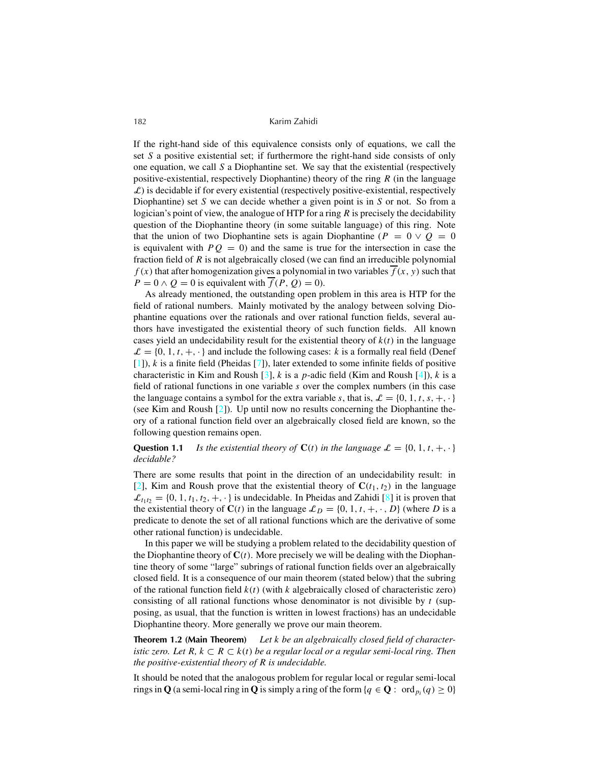If the right-hand side of this equivalence consists only of equations, we call the set $S$ a positive existential set; if furthermore the right-hand side consists of only one equation, we call $S$ a Diophantine set. We say that the existential (respectively positive-existential, respectively Diophantine) theory of the ring $R$ (in the language $\mathcal{L}$) is decidable if for every existential (respectively positive-existential, respectively Diophantine) set $S$ we can decide whether a given point is in $S$ or not. So from a logician's point of view, the analogue of HTP for a ring $R$ is precisely the decidability question of the Diophantine theory (in some suitable language) of this ring. Note that the union of two Diophantine sets is again Diophantine ($P = 0 \vee Q = 0$ is equivalent with $PQ = 0$) and the same is true for the intersection in case the fraction field of $R$ is not algebraically closed (we can find an irreducible polynomial $f(x)$ that after homogenization gives a polynomial in two variables $\overline{f}(x, y)$ such that $P = 0 \wedge Q = 0$ is equivalent with $\overline{f}(P, Q) = 0$).

As already mentioned, the outstanding open problem in this area is HTP for the field of rational numbers. Mainly motivated by the analogy between solving Diophantine equations over the rationals and over rational function fields, several authors have investigated the existential theory of such function fields. All known cases yield an undecidability result for the existential theory of $k(t)$ in the language $\mathcal{L} = \{0, 1, t, +, \cdot\}$ and include the following cases: $k$ is a formally real field (Denef [1]), $k$ is a finite field (Pheidas [7]), later extended to some infinite fields of positive characteristic in Kim and Roush [3], $k$ is a $p$-adic field (Kim and Roush [4]), $k$ is a field of rational functions in one variable $s$ over the complex numbers (in this case the language contains a symbol for the extra variable $s$, that is, $\mathcal{L} = \{0, 1, t, s, +, \cdot\}$ (see Kim and Roush [2]). Up until now no results concerning the Diophantine theory of a rational function field over an algebraically closed field are known, so the following question remains open.

**Question 1.1** *Is the existential theory of* $\mathbf{C}(t)$ *in the language* $\mathcal{L} = \{0, 1, t, +, \cdot\}$ *decidable?*

There are some results that point in the direction of an undecidability result: in [2], Kim and Roush prove that the existential theory of $\mathbf{C}(t_1, t_2)$ in the language $\mathcal{L}_{t_1 t_2} = \{0, 1, t_1, t_2, +, \cdot\}$ is undecidable. In Pheidas and Zahidi [8] it is proven that the existential theory of $\mathbf{C}(t)$ in the language $\mathcal{L}_D = \{0, 1, t, +, \cdot, D\}$ (where $D$ is a predicate to denote the set of all rational functions which are the derivative of some other rational function) is undecidable.

In this paper we will be studying a problem related to the decidability question of the Diophantine theory of $\mathbf{C}(t)$. More precisely we will be dealing with the Diophantine theory of some "large" subrings of rational function fields over an algebraically closed field. It is a consequence of our main theorem (stated below) that the subring of the rational function field $k(t)$ (with $k$ algebraically closed of characteristic zero) consisting of all rational functions whose denominator is not divisible by $t$ (supposing, as usual, that the function is written in lowest fractions) has an undecidable Diophantine theory. More generally we prove our main theorem.

**Theorem 1.2 (Main Theorem)** *Let $k$ be an algebraically closed field of characteristic zero. Let $R$, $k \subset R \subset k(t)$ be a regular local or a regular semi-local ring. Then the positive-existential theory of $R$ is undecidable.*

It should be noted that the analogous problem for regular local or regular semi-local rings in $\mathbf{Q}$ (a semi-local ring in $\mathbf{Q}$ is simply a ring of the form $\{q \in \mathbf{Q} : \operatorname{ord}_{p_i}(q) \geq 0\}$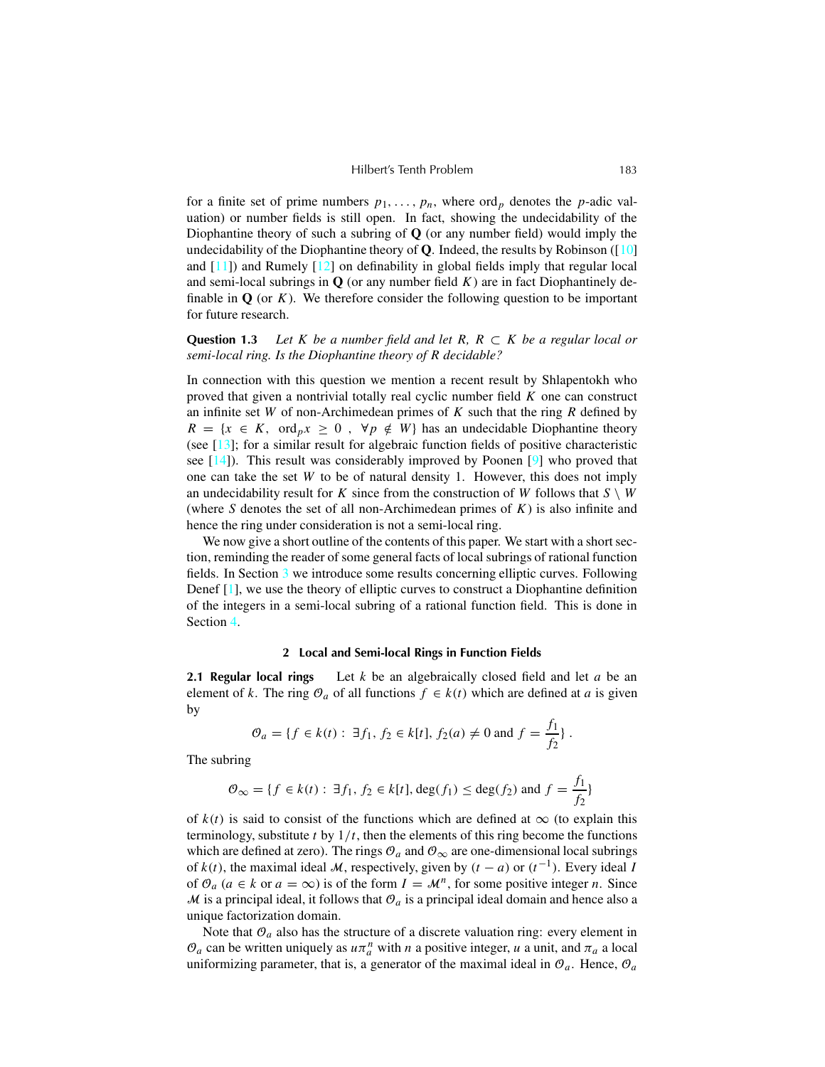for a finite set of prime numbers $p_1, \ldots, p_n$, where $\text{ord}_p$ denotes the $p$-adic valuation) or number fields is still open. In fact, showing the undecidability of the Diophantine theory of such a subring of $\mathbf{Q}$ (or any number field) would imply the undecidability of the Diophantine theory of $\mathbf{Q}$. Indeed, the results by Robinson ([10] and [11]) and Rumely [12] on definability in global fields imply that regular local and semi-local subrings in $\mathbf{Q}$ (or any number field $K$) are in fact Diophantinely definable in $\mathbf{Q}$ (or $K$). We therefore consider the following question to be important for future research.

**Question 1.3** *Let $K$ be a number field and let $R$, $R \subset K$ be a regular local or semi-local ring. Is the Diophantine theory of $R$ decidable?*

In connection with this question we mention a recent result by Shlapentokh who proved that given a nontrivial totally real cyclic number field $K$ one can construct an infinite set $W$ of non-Archimedean primes of $K$ such that the ring $R$ defined by $R = \{x \in K, \ \text{ord}_p x \geq 0 \ , \ \forall p \notin W\}$ has an undecidable Diophantine theory (see [13]; for a similar result for algebraic function fields of positive characteristic see [14]). This result was considerably improved by Poonen [9] who proved that one can take the set $W$ to be of natural density 1. However, this does not imply an undecidability result for $K$ since from the construction of $W$ follows that $S \setminus W$ (where $S$ denotes the set of all non-Archimedean primes of $K$) is also infinite and hence the ring under consideration is not a semi-local ring.

We now give a short outline of the contents of this paper. We start with a short section, reminding the reader of some general facts of local subrings of rational function fields. In Section 3 we introduce some results concerning elliptic curves. Following Denef [1], we use the theory of elliptic curves to construct a Diophantine definition of the integers in a semi-local subring of a rational function field. This is done in Section 4.

## 2 Local and Semi-local Rings in Function Fields

**2.1 Regular local rings** Let $k$ be an algebraically closed field and let $a$ be an element of $k$. The ring $\mathcal{O}_a$ of all functions $f \in k(t)$ which are defined at $a$ is given by

$$\mathcal{O}_a = \{f \in k(t) : \exists f_1, f_2 \in k[t], f_2(a) \neq 0 \text{ and } f = \frac{f_1}{f_2}\} .$$

The subring

$$\mathcal{O}_\infty = \{f \in k(t) : \exists f_1, f_2 \in k[t], \deg(f_1) \leq \deg(f_2) \text{ and } f = \frac{f_1}{f_2}\}$$

of $k(t)$ is said to consist of the functions which are defined at $\infty$ (to explain this terminology, substitute $t$ by $1/t$, then the elements of this ring become the functions which are defined at zero). The rings $\mathcal{O}_a$ and $\mathcal{O}_\infty$ are one-dimensional local subrings of $k(t)$, the maximal ideal $\mathcal{M}$, respectively, given by $(t - a)$ or $(t^{-1})$. Every ideal $I$ of $\mathcal{O}_a$ ($a \in k$ or $a = \infty$) is of the form $I = \mathcal{M}^n$, for some positive integer $n$. Since $\mathcal{M}$ is a principal ideal, it follows that $\mathcal{O}_a$ is a principal ideal domain and hence also a unique factorization domain.

Note that $\mathcal{O}_a$ also has the structure of a discrete valuation ring: every element in $\mathcal{O}_a$ can be written uniquely as $u\pi_a^n$ with $n$ a positive integer, $u$ a unit, and $\pi_a$ a local uniformizing parameter, that is, a generator of the maximal ideal in $\mathcal{O}_a$. Hence, $\mathcal{O}_a$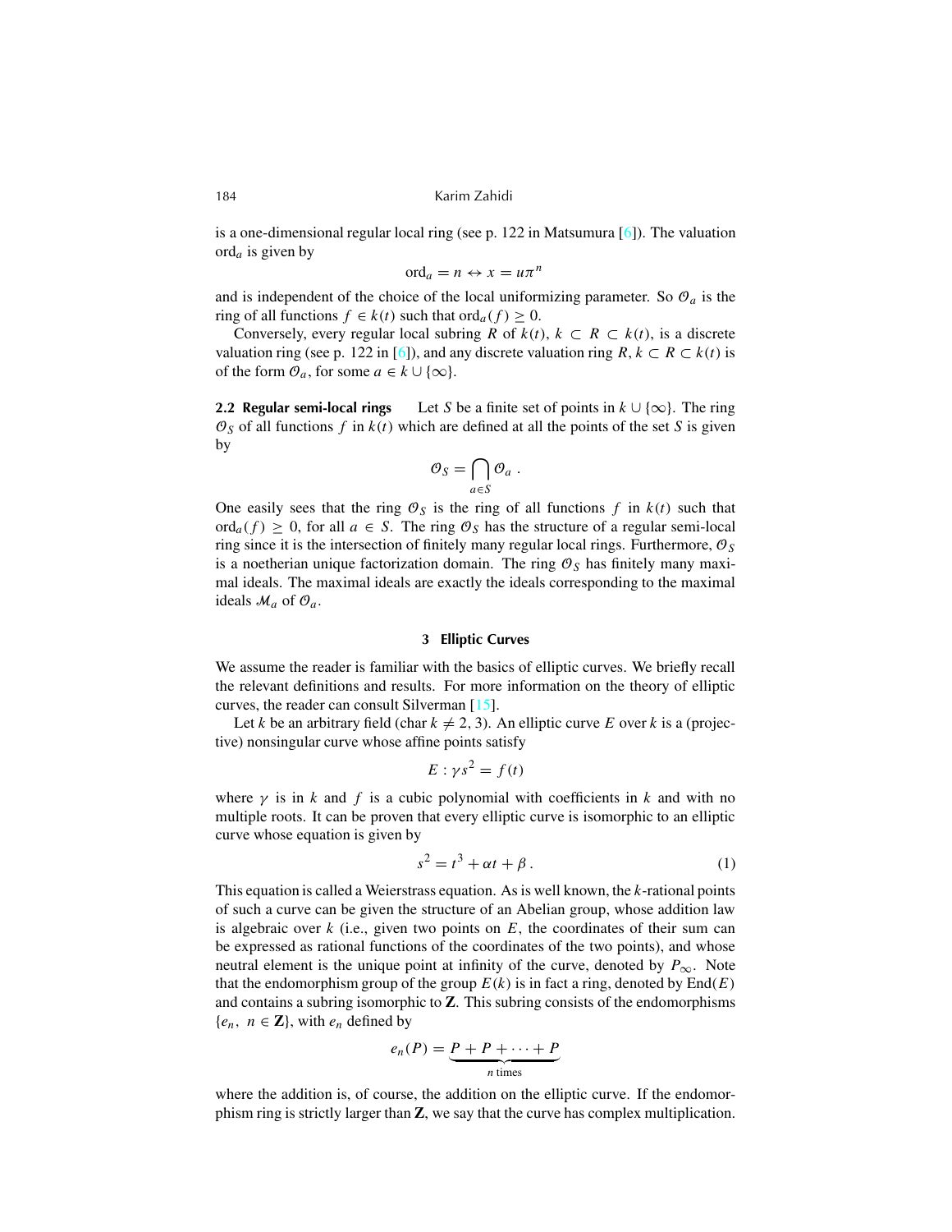is a one-dimensional regular local ring (see p. 122 in Matsumura [6]). The valuation $\mathrm{ord}_a$ is given by

$$\mathrm{ord}_a = n \leftrightarrow x = u\pi^n$$

and is independent of the choice of the local uniformizing parameter. So $\mathcal{O}_a$ is the ring of all functions $f \in k(t)$ such that $\mathrm{ord}_a(f) \geq 0$.

Conversely, every regular local subring $R$ of $k(t)$, $k \subset R \subset k(t)$, is a discrete valuation ring (see p. 122 in [6]), and any discrete valuation ring $R$, $k \subset R \subset k(t)$ is of the form $\mathcal{O}_a$, for some $a \in k \cup \{\infty\}$.

**2.2 Regular semi-local rings** Let $S$ be a finite set of points in $k \cup \{\infty\}$. The ring $\mathcal{O}_S$ of all functions $f$ in $k(t)$ which are defined at all the points of the set $S$ is given by

$$\mathcal{O}_S = \bigcap_{a \in S} \mathcal{O}_a \, .$$

One easily sees that the ring $\mathcal{O}_S$ is the ring of all functions $f$ in $k(t)$ such that $\mathrm{ord}_a(f) \geq 0$, for all $a \in S$. The ring $\mathcal{O}_S$ has the structure of a regular semi-local ring since it is the intersection of finitely many regular local rings. Furthermore, $\mathcal{O}_S$ is a noetherian unique factorization domain. The ring $\mathcal{O}_S$ has finitely many maximal ideals. The maximal ideals are exactly the ideals corresponding to the maximal ideals $\mathcal{M}_a$ of $\mathcal{O}_a$.

## 3 Elliptic Curves

We assume the reader is familiar with the basics of elliptic curves. We briefly recall the relevant definitions and results. For more information on the theory of elliptic curves, the reader can consult Silverman [15].

Let $k$ be an arbitrary field (char $k \neq 2, 3$). An elliptic curve $E$ over $k$ is a (projective) nonsingular curve whose affine points satisfy

$$E : \gamma s^2 = f(t)$$

where $\gamma$ is in $k$ and $f$ is a cubic polynomial with coefficients in $k$ and with no multiple roots. It can be proven that every elliptic curve is isomorphic to an elliptic curve whose equation is given by

$$s^2 = t^3 + \alpha t + \beta \, . \tag{1}$$

This equation is called a Weierstrass equation. As is well known, the $k$-rational points of such a curve can be given the structure of an Abelian group, whose addition law is algebraic over $k$ (i.e., given two points on $E$, the coordinates of their sum can be expressed as rational functions of the coordinates of the two points), and whose neutral element is the unique point at infinity of the curve, denoted by $P_\infty$. Note that the endomorphism group of the group $E(k)$ is in fact a ring, denoted by $\mathrm{End}(E)$ and contains a subring isomorphic to $\mathbf{Z}$. This subring consists of the endomorphisms $\{e_n, \ n \in \mathbf{Z}\}$, with $e_n$ defined by

$$e_n(P) = \underbrace{P + P + \cdots + P}_{n \text{ times}}$$

where the addition is, of course, the addition on the elliptic curve. If the endomorphism ring is strictly larger than $\mathbf{Z}$, we say that the curve has complex multiplication.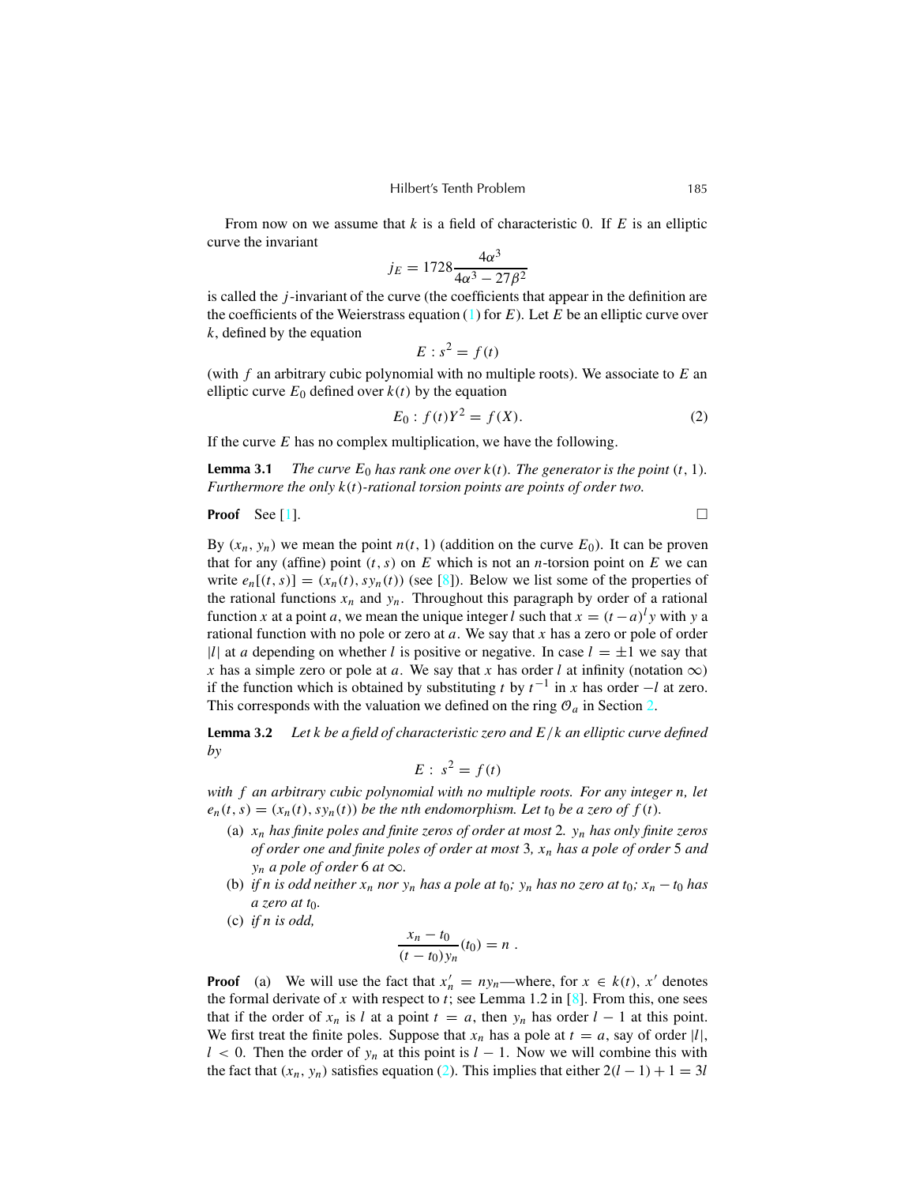From now on we assume that $k$ is a field of characteristic 0. If $E$ is an elliptic curve the invariant

$$j_E = 1728 \frac{4\alpha^3}{4\alpha^3 - 27\beta^2}$$

is called the $j$-invariant of the curve (the coefficients that appear in the definition are the coefficients of the Weierstrass equation (1) for $E$). Let $E$ be an elliptic curve over $k$, defined by the equation

$$E : s^2 = f(t)$$

(with $f$ an arbitrary cubic polynomial with no multiple roots). We associate to $E$ an elliptic curve $E_0$ defined over $k(t)$ by the equation

$$E_0 : f(t)Y^2 = f(X). \tag{2}$$

If the curve $E$ has no complex multiplication, we have the following.

**Lemma 3.1** *The curve $E_0$ has rank one over $k(t)$. The generator is the point $(t, 1)$. Furthermore the only $k(t)$-rational torsion points are points of order two.*

**Proof** See [1]. □

By $(x_n, y_n)$ we mean the point $n(t, 1)$ (addition on the curve $E_0$). It can be proven that for any (affine) point $(t, s)$ on $E$ which is not an $n$-torsion point on $E$ we can write $e_n[(t, s)] = (x_n(t), sy_n(t))$ (see [8]). Below we list some of the properties of the rational functions $x_n$ and $y_n$. Throughout this paragraph by order of a rational function $x$ at a point $a$, we mean the unique integer $l$ such that $x = (t-a)^l y$ with $y$ a rational function with no pole or zero at $a$. We say that $x$ has a zero or pole of order $|l|$ at $a$ depending on whether $l$ is positive or negative. In case $l = \pm 1$ we say that $x$ has a simple zero or pole at $a$. We say that $x$ has order $l$ at infinity (notation $\infty$) if the function which is obtained by substituting $t$ by $t^{-1}$ in $x$ has order $-l$ at zero. This corresponds with the valuation we defined on the ring $\mathcal{O}_a$ in Section 2.

**Lemma 3.2** *Let $k$ be a field of characteristic zero and $E/k$ an elliptic curve defined by*

$$E : \ s^2 = f(t)$$

*with $f$ an arbitrary cubic polynomial with no multiple roots. For any integer $n$, let $e_n(t, s) = (x_n(t), sy_n(t))$ be the $n$th endomorphism. Let $t_0$ be a zero of $f(t)$.*

(a) *$x_n$ has finite poles and finite zeros of order at most 2. $y_n$ has only finite zeros of order one and finite poles of order at most 3, $x_n$ has a pole of order 5 and $y_n$ a pole of order 6 at $\infty$.*

(b) *if $n$ is odd neither $x_n$ nor $y_n$ has a pole at $t_0$; $y_n$ has no zero at $t_0$; $x_n - t_0$ has a zero at $t_0$.*

(c) *if $n$ is odd,*

$$\frac{x_n - t_0}{(t - t_0)y_n}(t_0) = n \ .$$

**Proof** (a) We will use the fact that $x_n' = ny_n$—where, for $x \in k(t)$, $x'$ denotes the formal derivate of $x$ with respect to $t$; see Lemma 1.2 in [8]. From this, one sees that if the order of $x_n$ is $l$ at a point $t = a$, then $y_n$ has order $l - 1$ at this point. We first treat the finite poles. Suppose that $x_n$ has a pole at $t = a$, say of order $|l|$, $l < 0$. Then the order of $y_n$ at this point is $l - 1$. Now we will combine this with the fact that $(x_n, y_n)$ satisfies equation (2). This implies that either $2(l-1)+1 = 3l$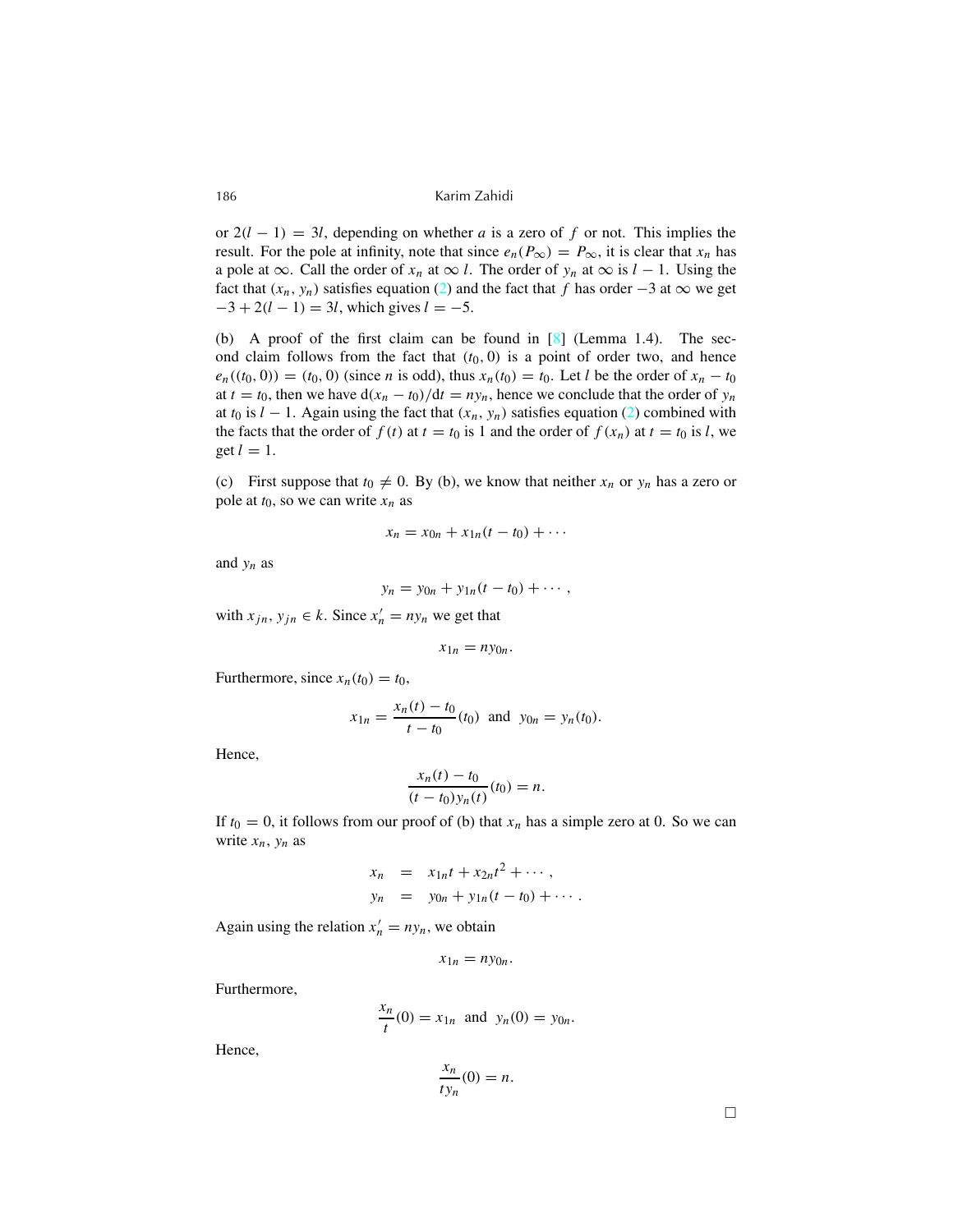or $2(l-1) = 3l$, depending on whether $a$ is a zero of $f$ or not. This implies the result. For the pole at infinity, note that since $e_n(P_\infty) = P_\infty$, it is clear that $x_n$ has a pole at $\infty$. Call the order of $x_n$ at $\infty$ $l$. The order of $y_n$ at $\infty$ is $l-1$. Using the fact that $(x_n, y_n)$ satisfies equation (2) and the fact that $f$ has order $-3$ at $\infty$ we get $-3 + 2(l-1) = 3l$, which gives $l = -5$.

(b) A proof of the first claim can be found in [8] (Lemma 1.4). The second claim follows from the fact that $(t_0, 0)$ is a point of order two, and hence $e_n((t_0, 0)) = (t_0, 0)$ (since $n$ is odd), thus $x_n(t_0) = t_0$. Let $l$ be the order of $x_n - t_0$ at $t = t_0$, then we have $\mathrm{d}(x_n - t_0)/\mathrm{d}t = ny_n$, hence we conclude that the order of $y_n$ at $t_0$ is $l-1$. Again using the fact that $(x_n, y_n)$ satisfies equation (2) combined with the facts that the order of $f(t)$ at $t = t_0$ is 1 and the order of $f(x_n)$ at $t = t_0$ is $l$, we get $l = 1$.

(c) First suppose that $t_0 \neq 0$. By (b), we know that neither $x_n$ or $y_n$ has a zero or pole at $t_0$, so we can write $x_n$ as

$$x_n = x_{0n} + x_{1n}(t - t_0) + \cdots$$

and $y_n$ as

$$y_n = y_{0n} + y_{1n}(t - t_0) + \cdots ,$$

with $x_{jn}, y_{jn} \in k$. Since $x_n' = ny_n$ we get that

$$x_{1n} = ny_{0n}.$$

Furthermore, since $x_n(t_0) = t_0$,

$$x_{1n} = \frac{x_n(t) - t_0}{t - t_0}(t_0) \;\text{ and }\; y_{0n} = y_n(t_0).$$

Hence,

$$\frac{x_n(t) - t_0}{(t - t_0)y_n(t)}(t_0) = n.$$

If $t_0 = 0$, it follows from our proof of (b) that $x_n$ has a simple zero at 0. So we can write $x_n, y_n$ as

$$\begin{aligned} x_n &= x_{1n}t + x_{2n}t^2 + \cdots , \\ y_n &= y_{0n} + y_{1n}(t - t_0) + \cdots . \end{aligned}$$

Again using the relation $x_n' = ny_n$, we obtain

$$x_{1n} = ny_{0n}.$$

Furthermore,

$$\frac{x_n}{t}(0) = x_{1n} \;\text{ and }\; y_n(0) = y_{0n}.$$

Hence,

$$\frac{x_n}{ty_n}(0) = n.$$

□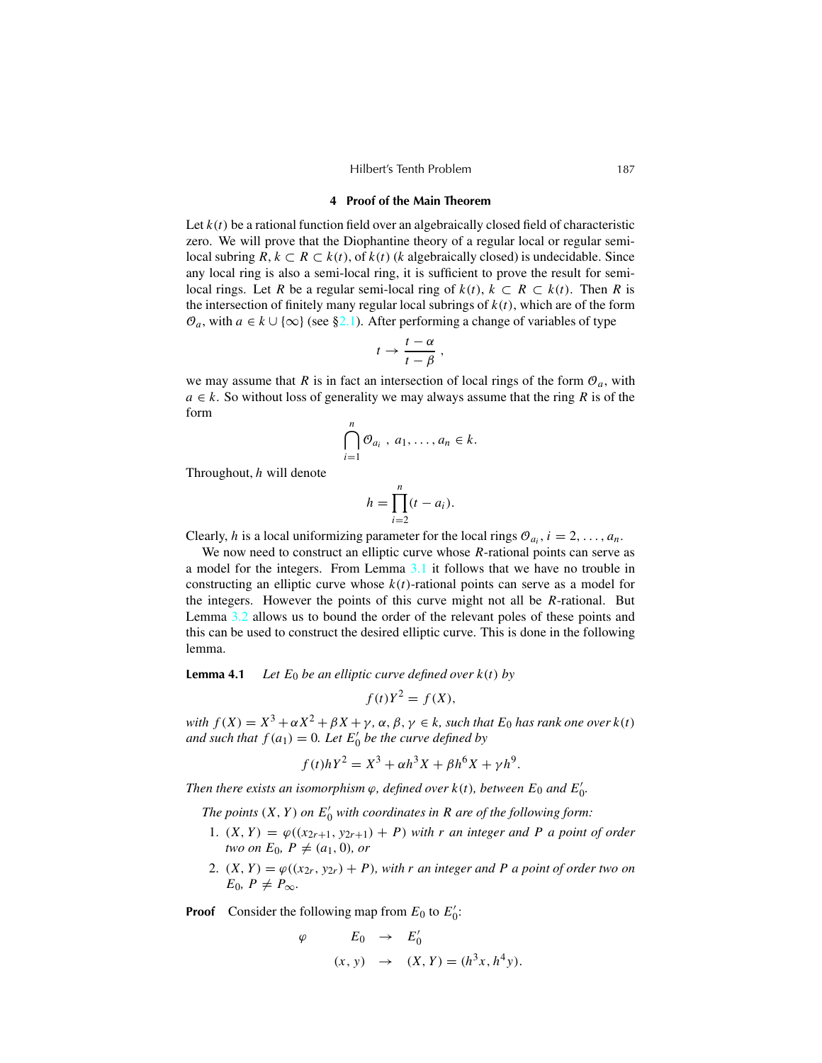## 4 Proof of the Main Theorem

Let $k(t)$ be a rational function field over an algebraically closed field of characteristic zero. We will prove that the Diophantine theory of a regular local or regular semi-local subring $R$, $k \subset R \subset k(t)$, of $k(t)$ ($k$ algebraically closed) is undecidable. Since any local ring is also a semi-local ring, it is sufficient to prove the result for semi-local rings. Let $R$ be a regular semi-local ring of $k(t)$, $k \subset R \subset k(t)$. Then $R$ is the intersection of finitely many regular local subrings of $k(t)$, which are of the form $\mathcal{O}_a$, with $a \in k \cup \{\infty\}$ (see §2.1). After performing a change of variables of type

$$t \to \frac{t-\alpha}{t-\beta}\ ,$$

we may assume that $R$ is in fact an intersection of local rings of the form $\mathcal{O}_a$, with $a \in k$. So without loss of generality we may always assume that the ring $R$ is of the form

$$\bigcap_{i=1}^{n} \mathcal{O}_{a_i}\ ,\ a_1, \ldots, a_n \in k.$$

Throughout, $h$ will denote

$$h = \prod_{i=2}^{n}(t - a_i).$$

Clearly, $h$ is a local uniformizing parameter for the local rings $\mathcal{O}_{a_i}$, $i = 2, \ldots, a_n$.

We now need to construct an elliptic curve whose $R$-rational points can serve as a model for the integers. From Lemma 3.1 it follows that we have no trouble in constructing an elliptic curve whose $k(t)$-rational points can serve as a model for the integers. However the points of this curve might not all be $R$-rational. But Lemma 3.2 allows us to bound the order of the relevant poles of these points and this can be used to construct the desired elliptic curve. This is done in the following lemma.

**Lemma 4.1** *Let $E_0$ be an elliptic curve defined over $k(t)$ by*

$$f(t)Y^2 = f(X),$$

*with $f(X) = X^3 + \alpha X^2 + \beta X + \gamma$, $\alpha, \beta, \gamma \in k$, such that $E_0$ has rank one over $k(t)$ and such that $f(a_1) = 0$. Let $E_0'$ be the curve defined by*

$$f(t)hY^2 = X^3 + \alpha h^3 X + \beta h^6 X + \gamma h^9.$$

*Then there exists an isomorphism $\varphi$, defined over $k(t)$, between $E_0$ and $E_0'$.*

*The points $(X, Y)$ on $E_0'$ with coordinates in $R$ are of the following form:*

1. *$(X, Y) = \varphi((x_{2r+1}, y_{2r+1}) + P)$ with $r$ an integer and $P$ a point of order two on $E_0$, $P \neq (a_1, 0)$, or*
2. *$(X, Y) = \varphi((x_{2r}, y_{2r}) + P)$, with $r$ an integer and $P$ a point of order two on $E_0$, $P \neq P_\infty$.*

**Proof** Consider the following map from $E_0$ to $E_0'$:

$$\begin{array}{cccc} \varphi & E_0 & \to & E_0' \\ & (x, y) & \to & (X, Y) = (h^3 x, h^4 y). \end{array}$$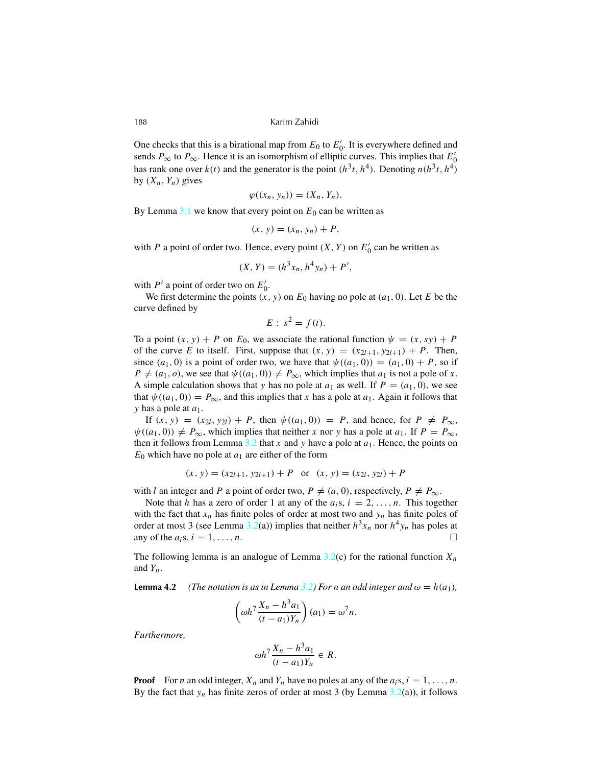One checks that this is a birational map from $E_0$ to $E_0'$. It is everywhere defined and sends $P_\infty$ to $P_\infty$. Hence it is an isomorphism of elliptic curves. This implies that $E_0'$ has rank one over $k(t)$ and the generator is the point $(h^3 t, h^4)$. Denoting $n(h^3 t, h^4)$ by $(X_n, Y_n)$ gives

$$\varphi((x_n, y_n)) = (X_n, Y_n).$$

By Lemma 3.1 we know that every point on $E_0$ can be written as

$$(x, y) = (x_n, y_n) + P,$$

with $P$ a point of order two. Hence, every point $(X, Y)$ on $E_0'$ can be written as

$$(X, Y) = (h^3 x_n, h^4 y_n) + P',$$

with $P'$ a point of order two on $E_0'$.

We first determine the points $(x, y)$ on $E_0$ having no pole at $(a_1, 0)$. Let $E$ be the curve defined by

$$E : \; s^2 = f(t).$$

To a point $(x, y) + P$ on $E_0$, we associate the rational function $\psi = (x, sy) + P$ of the curve $E$ to itself. First, suppose that $(x, y) = (x_{2l+1}, y_{2l+1}) + P$. Then, since $(a_1, 0)$ is a point of order two, we have that $\psi((a_1, 0)) = (a_1, 0) + P$, so if $P \neq (a_1, o)$, we see that $\psi((a_1, 0)) \neq P_\infty$, which implies that $a_1$ is not a pole of $x$. A simple calculation shows that $y$ has no pole at $a_1$ as well. If $P = (a_1, 0)$, we see that $\psi((a_1, 0)) = P_\infty$, and this implies that $x$ has a pole at $a_1$. Again it follows that $y$ has a pole at $a_1$.

If $(x, y) = (x_{2l}, y_{2l}) + P$, then $\psi((a_1, 0)) = P$, and hence, for $P \neq P_\infty$, $\psi((a_1, 0)) \neq P_\infty$, which implies that neither $x$ nor $y$ has a pole at $a_1$. If $P = P_\infty$, then it follows from Lemma 3.2 that $x$ and $y$ have a pole at $a_1$. Hence, the points on $E_0$ which have no pole at $a_1$ are either of the form

$$(x, y) = (x_{2l+1}, y_{2l+1}) + P \quad \text{or} \quad (x, y) = (x_{2l}, y_{2l}) + P$$

with $l$ an integer and $P$ a point of order two, $P \neq (a, 0)$, respectively, $P \neq P_\infty$.

Note that $h$ has a zero of order 1 at any of the $a_i$s, $i = 2, \ldots, n$. This together with the fact that $x_n$ has finite poles of order at most two and $y_n$ has finite poles of order at most 3 (see Lemma 3.2(a)) implies that neither $h^3 x_n$ nor $h^4 y_n$ has poles at any of the $a_i$s, $i = 1, \ldots, n$. □

The following lemma is an analogue of Lemma 3.2(c) for the rational function $X_n$ and $Y_n$.

**Lemma 4.2** *(The notation is as in Lemma 3.2) For $n$ an odd integer and $\omega = h(a_1)$,*

$$\left( \omega h^7 \frac{X_n - h^3 a_1}{(t - a_1) Y_n} \right)(a_1) = \omega^7 n.$$

*Furthermore,*

$$\omega h^7 \frac{X_n - h^3 a_1}{(t - a_1) Y_n} \in R.$$

**Proof** For $n$ an odd integer, $X_n$ and $Y_n$ have no poles at any of the $a_i$s, $i = 1, \ldots, n$. By the fact that $y_n$ has finite zeros of order at most 3 (by Lemma 3.2(a)), it follows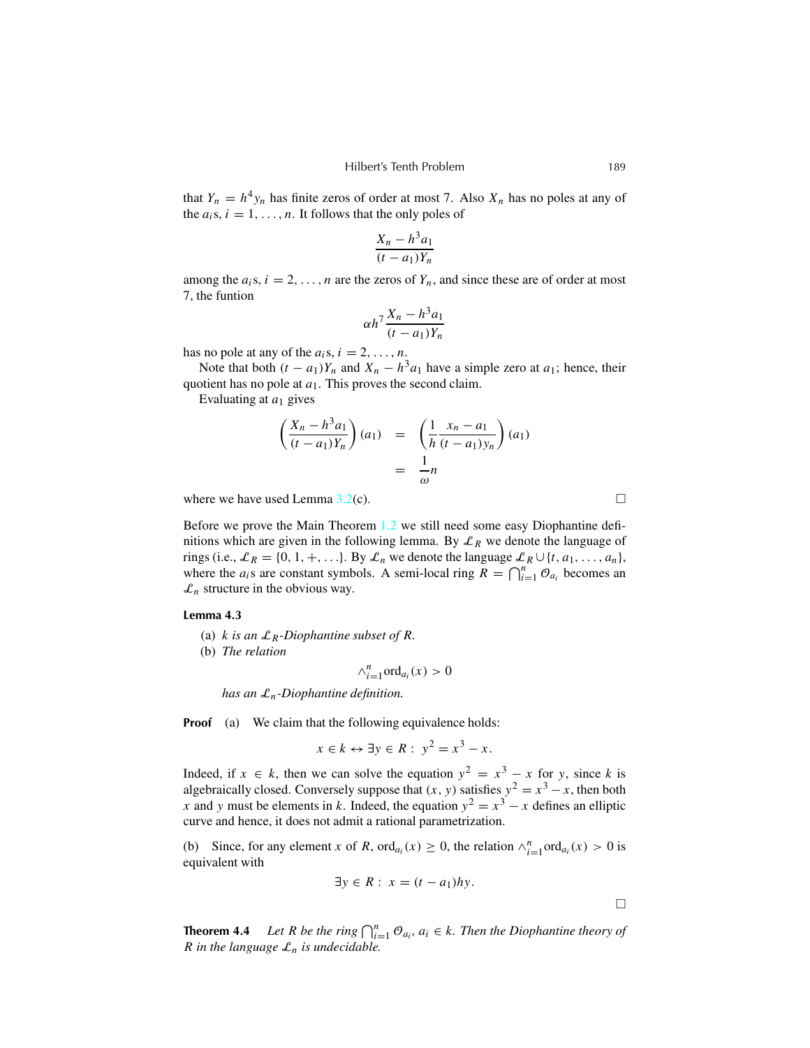that $Y_n = h^4 y_n$ has finite zeros of order at most 7. Also $X_n$ has no poles at any of the $a_i$s, $i = 1, \ldots, n$. It follows that the only poles of

$$\frac{X_n - h^3 a_1}{(t - a_1) Y_n}$$

among the $a_i$s, $i = 2, \ldots, n$ are the zeros of $Y_n$, and since these are of order at most 7, the funtion

$$\alpha h^7 \frac{X_n - h^3 a_1}{(t - a_1) Y_n}$$

has no pole at any of the $a_i$s, $i = 2, \ldots, n$.

Note that both $(t - a_1) Y_n$ and $X_n - h^3 a_1$ have a simple zero at $a_1$; hence, their quotient has no pole at $a_1$. This proves the second claim.

Evaluating at $a_1$ gives

$$\begin{aligned}
\left( \frac{X_n - h^3 a_1}{(t - a_1) Y_n} \right)(a_1) &= \left( \frac{1}{h} \frac{x_n - a_1}{(t - a_1) y_n} \right)(a_1) \\
&= \frac{1}{\omega} n
\end{aligned}$$

where we have used Lemma 3.2(c). □

Before we prove the Main Theorem 1.2 we still need some easy Diophantine definitions which are given in the following lemma. By $\mathcal{L}_R$ we denote the language of rings (i.e., $\mathcal{L}_R = \{0, 1, +, \ldots\}$. By $\mathcal{L}_n$ we denote the language $\mathcal{L}_R \cup \{t, a_1, \ldots, a_n\}$, where the $a_i$s are constant symbols. A semi-local ring $R = \bigcap_{i=1}^n \mathcal{O}_{a_i}$ becomes an $\mathcal{L}_n$ structure in the obvious way.

**Lemma 4.3**

(a) *$k$ is an $\mathcal{L}_R$-Diophantine subset of $R$.*

(b) *The relation*

$$\wedge_{i=1}^n \mathrm{ord}_{a_i}(x) > 0$$

*has an $\mathcal{L}_n$-Diophantine definition.*

**Proof** (a) We claim that the following equivalence holds:

$$x \in k \leftrightarrow \exists y \in R : \; y^2 = x^3 - x.$$

Indeed, if $x \in k$, then we can solve the equation $y^2 = x^3 - x$ for $y$, since $k$ is algebraically closed. Conversely suppose that $(x, y)$ satisfies $y^2 = x^3 - x$, then both $x$ and $y$ must be elements in $k$. Indeed, the equation $y^2 = x^3 - x$ defines an elliptic curve and hence, it does not admit a rational parametrization.

(b) Since, for any element $x$ of $R$, $\mathrm{ord}_{a_i}(x) \geq 0$, the relation $\wedge_{i=1}^n \mathrm{ord}_{a_i}(x) > 0$ is equivalent with

$$\exists y \in R : \; x = (t - a_1) h y.$$

□

**Theorem 4.4** *Let $R$ be the ring $\bigcap_{i=1}^n \mathcal{O}_{a_i}$, $a_i \in k$. Then the Diophantine theory of $R$ in the language $\mathcal{L}_n$ is undecidable.*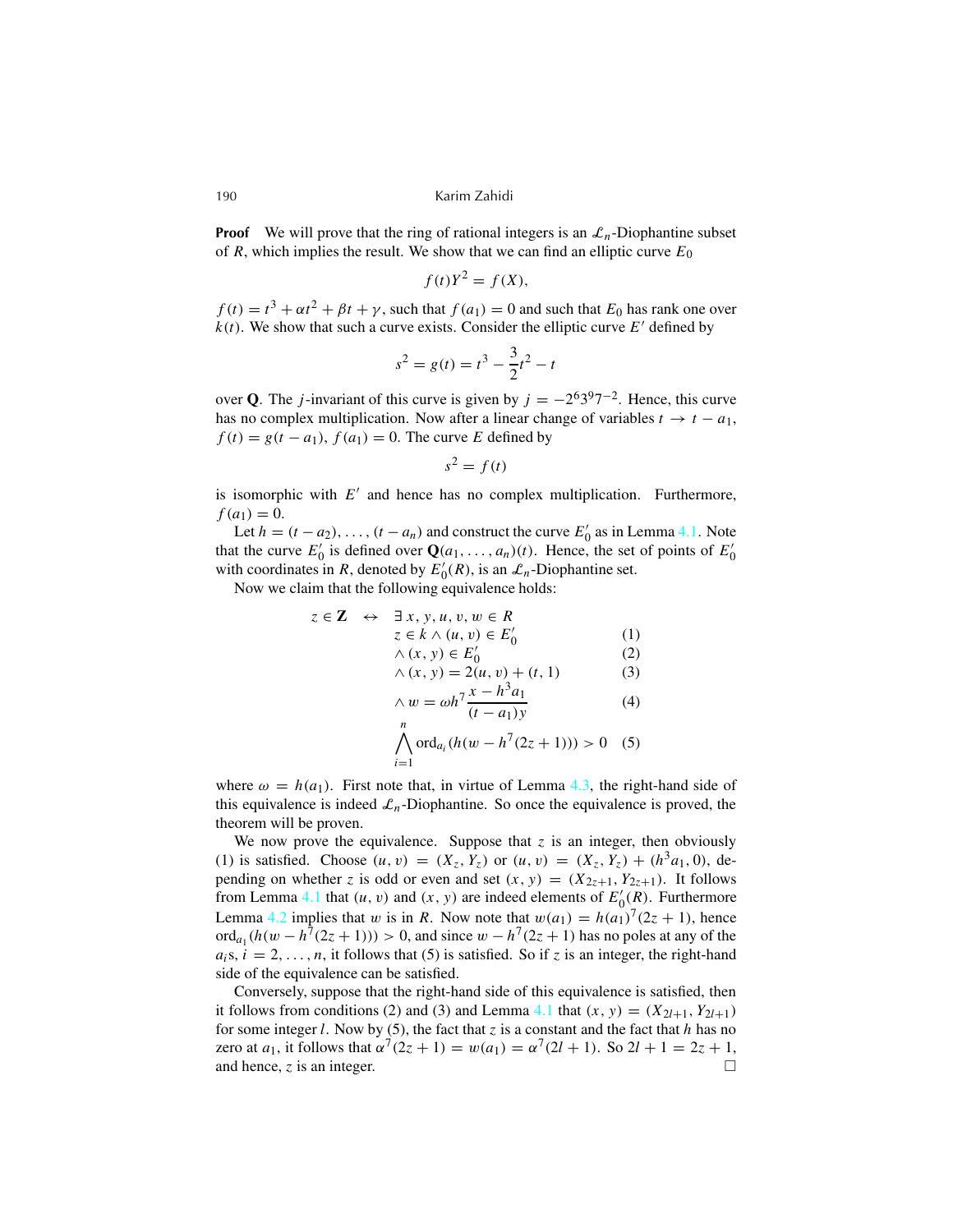**Proof** We will prove that the ring of rational integers is an $\mathcal{L}_n$-Diophantine subset of $R$, which implies the result. We show that we can find an elliptic curve $E_0$

$$f(t)Y^2 = f(X),$$

$f(t) = t^3 + \alpha t^2 + \beta t + \gamma$, such that $f(a_1) = 0$ and such that $E_0$ has rank one over $k(t)$. We show that such a curve exists. Consider the elliptic curve $E'$ defined by

$$s^2 = g(t) = t^3 - \frac{3}{2}t^2 - t$$

over $\mathbf{Q}$. The $j$-invariant of this curve is given by $j = -2^6 3^9 7^{-2}$. Hence, this curve has no complex multiplication. Now after a linear change of variables $t \to t - a_1$, $f(t) = g(t - a_1)$, $f(a_1) = 0$. The curve $E$ defined by

$$s^2 = f(t)$$

is isomorphic with $E'$ and hence has no complex multiplication. Furthermore, $f(a_1) = 0$.

Let $h = (t - a_2), \ldots, (t - a_n)$ and construct the curve $E_0'$ as in Lemma 4.1. Note that the curve $E_0'$ is defined over $\mathbf{Q}(a_1, \ldots, a_n)(t)$. Hence, the set of points of $E_0'$ with coordinates in $R$, denoted by $E_0'(R)$, is an $\mathcal{L}_n$-Diophantine set.

Now we claim that the following equivalence holds:

$$
\begin{aligned}
z \in \mathbf{Z} \quad \leftrightarrow \quad & \exists\, x, y, u, v, w \in R \\
& z \in k \wedge (u, v) \in E_0' && (1)\\
& \wedge (x, y) \in E_0' && (2)\\
& \wedge (x, y) = 2(u, v) + (t, 1) && (3)\\
& \wedge w = \omega h^7 \frac{x - h^3 a_1}{(t - a_1)y} && (4)\\
& \bigwedge_{i=1}^{n} \operatorname{ord}_{a_i}(h(w - h^7(2z + 1))) > 0 && (5)
\end{aligned}
$$

where $\omega = h(a_1)$. First note that, in virtue of Lemma 4.3, the right-hand side of this equivalence is indeed $\mathcal{L}_n$-Diophantine. So once the equivalence is proved, the theorem will be proven.

We now prove the equivalence. Suppose that $z$ is an integer, then obviously (1) is satisfied. Choose $(u, v) = (X_z, Y_z)$ or $(u, v) = (X_z, Y_z) + (h^3 a_1, 0)$, depending on whether $z$ is odd or even and set $(x, y) = (X_{2z+1}, Y_{2z+1})$. It follows from Lemma 4.1 that $(u, v)$ and $(x, y)$ are indeed elements of $E_0'(R)$. Furthermore Lemma 4.2 implies that $w$ is in $R$. Now note that $w(a_1) = h(a_1)^7(2z + 1)$, hence $\operatorname{ord}_{a_1}(h(w - h^7(2z + 1))) > 0$, and since $w - h^7(2z + 1)$ has no poles at any of the $a_i$s, $i = 2, \ldots, n$, it follows that (5) is satisfied. So if $z$ is an integer, the right-hand side of the equivalence can be satisfied.

Conversely, suppose that the right-hand side of this equivalence is satisfied, then it follows from conditions (2) and (3) and Lemma 4.1 that $(x, y) = (X_{2l+1}, Y_{2l+1})$ for some integer $l$. Now by (5), the fact that $z$ is a constant and the fact that $h$ has no zero at $a_1$, it follows that $\alpha^7(2z + 1) = w(a_1) = \alpha^7(2l + 1)$. So $2l + 1 = 2z + 1$, and hence, $z$ is an integer. $\square$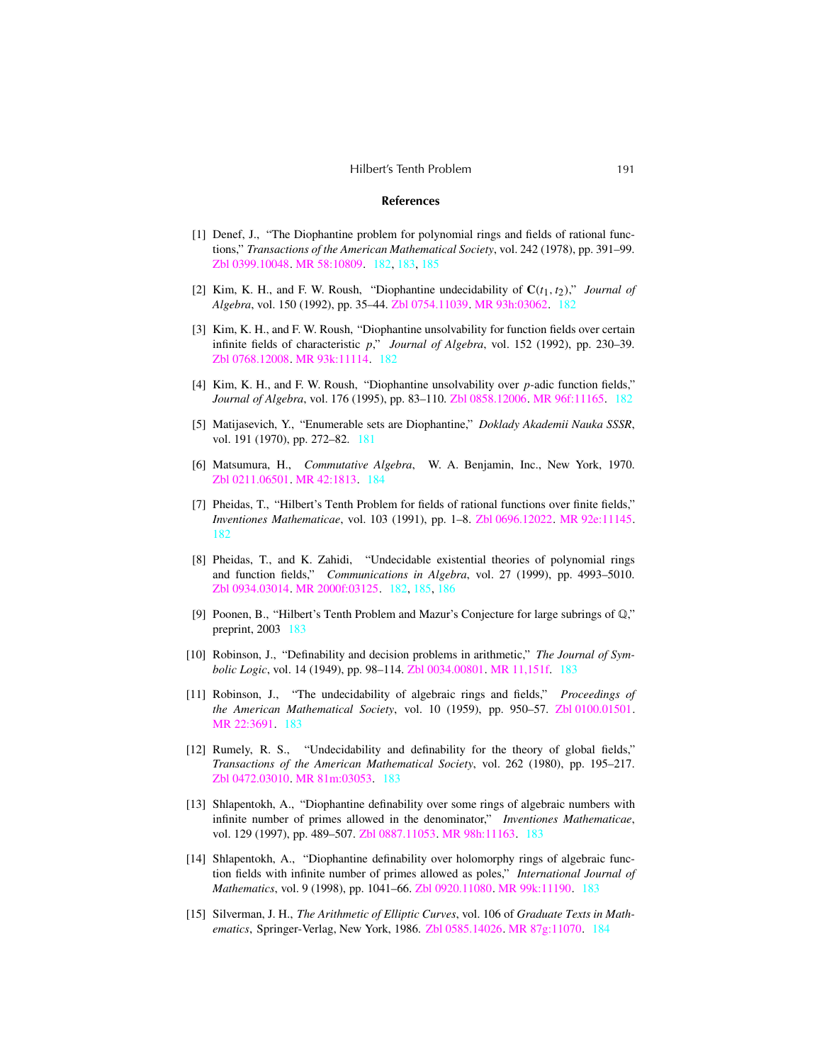## References

[1] Denef, J., "The Diophantine problem for polynomial rings and fields of rational functions," *Transactions of the American Mathematical Society*, vol. 242 (1978), pp. 391–99. Zbl 0399.10048. MR 58:10809. 182, 183, 185

[2] Kim, K. H., and F. W. Roush, "Diophantine undecidability of $\mathbf{C}(t_1, t_2)$," *Journal of Algebra*, vol. 150 (1992), pp. 35–44. Zbl 0754.11039. MR 93h:03062. 182

[3] Kim, K. H., and F. W. Roush, "Diophantine unsolvability for function fields over certain infinite fields of characteristic $p$," *Journal of Algebra*, vol. 152 (1992), pp. 230–39. Zbl 0768.12008. MR 93k:11114. 182

[4] Kim, K. H., and F. W. Roush, "Diophantine unsolvability over $p$-adic function fields," *Journal of Algebra*, vol. 176 (1995), pp. 83–110. Zbl 0858.12006. MR 96f:11165. 182

[5] Matijasevich, Y., "Enumerable sets are Diophantine," *Doklady Akademii Nauka SSSR*, vol. 191 (1970), pp. 272–82. 181

[6] Matsumura, H., *Commutative Algebra*, W. A. Benjamin, Inc., New York, 1970. Zbl 0211.06501. MR 42:1813. 184

[7] Pheidas, T., "Hilbert's Tenth Problem for fields of rational functions over finite fields," *Inventiones Mathematicae*, vol. 103 (1991), pp. 1–8. Zbl 0696.12022. MR 92e:11145. 182

[8] Pheidas, T., and K. Zahidi, "Undecidable existential theories of polynomial rings and function fields," *Communications in Algebra*, vol. 27 (1999), pp. 4993–5010. Zbl 0934.03014. MR 2000f:03125. 182, 185, 186

[9] Poonen, B., "Hilbert's Tenth Problem and Mazur's Conjecture for large subrings of $\mathbb{Q}$," preprint, 2003 183

[10] Robinson, J., "Definability and decision problems in arithmetic," *The Journal of Symbolic Logic*, vol. 14 (1949), pp. 98–114. Zbl 0034.00801. MR 11,151f. 183

[11] Robinson, J., "The undecidability of algebraic rings and fields," *Proceedings of the American Mathematical Society*, vol. 10 (1959), pp. 950–57. Zbl 0100.01501. MR 22:3691. 183

[12] Rumely, R. S., "Undecidability and definability for the theory of global fields," *Transactions of the American Mathematical Society*, vol. 262 (1980), pp. 195–217. Zbl 0472.03010. MR 81m:03053. 183

[13] Shlapentokh, A., "Diophantine definability over some rings of algebraic numbers with infinite number of primes allowed in the denominator," *Inventiones Mathematicae*, vol. 129 (1997), pp. 489–507. Zbl 0887.11053. MR 98h:11163. 183

[14] Shlapentokh, A., "Diophantine definability over holomorphy rings of algebraic function fields with infinite number of primes allowed as poles," *International Journal of Mathematics*, vol. 9 (1998), pp. 1041–66. Zbl 0920.11080. MR 99k:11190. 183

[15] Silverman, J. H., *The Arithmetic of Elliptic Curves*, vol. 106 of *Graduate Texts in Mathematics*, Springer-Verlag, New York, 1986. Zbl 0585.14026. MR 87g:11070. 184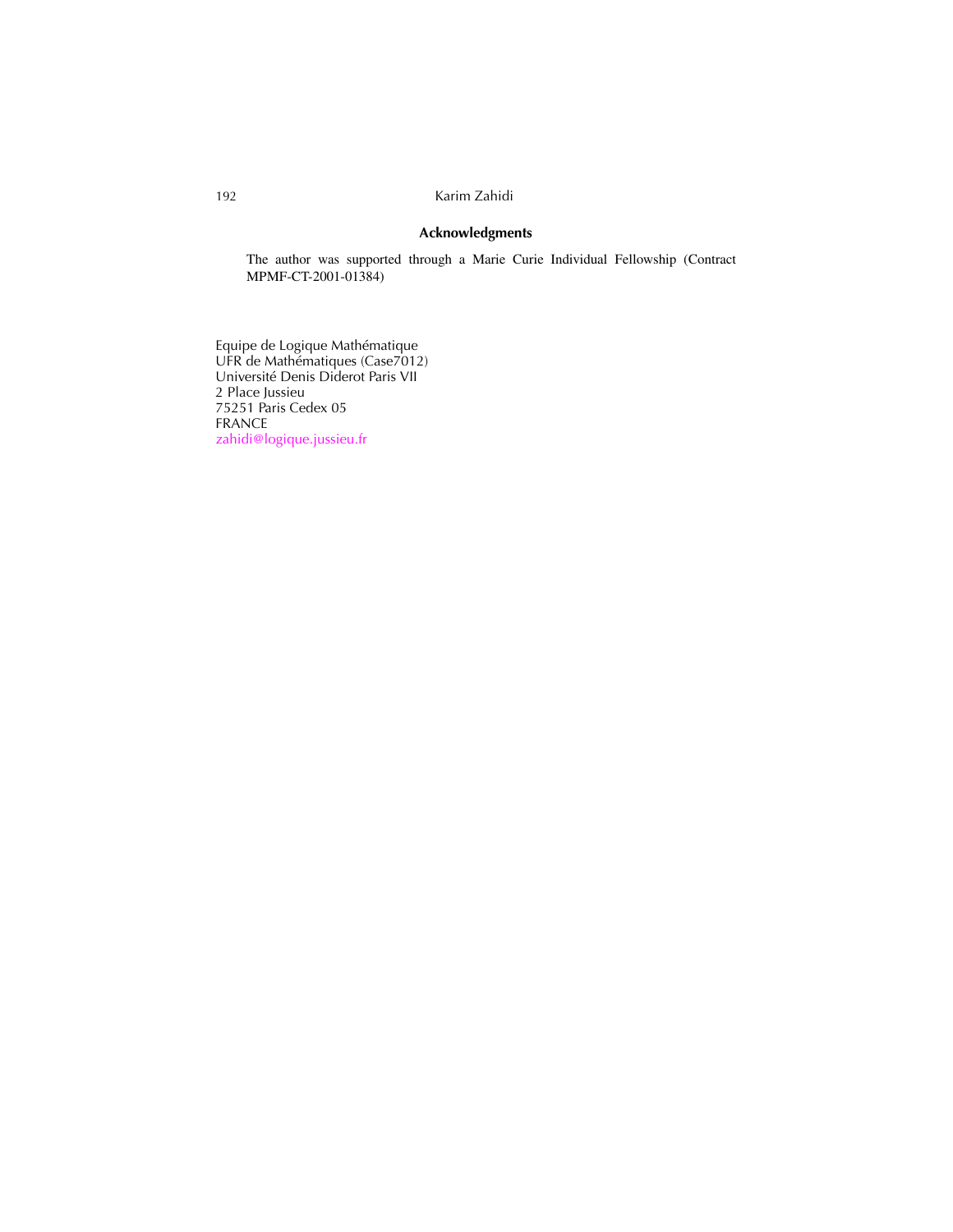## Acknowledgments

The author was supported through a Marie Curie Individual Fellowship (Contract MPMF-CT-2001-01384)

Equipe de Logique Mathématique
UFR de Mathématiques (Case7012)
Université Denis Diderot Paris VII
2 Place Jussieu
75251 Paris Cedex 05
FRANCE
zahidi@logique.jussieu.fr